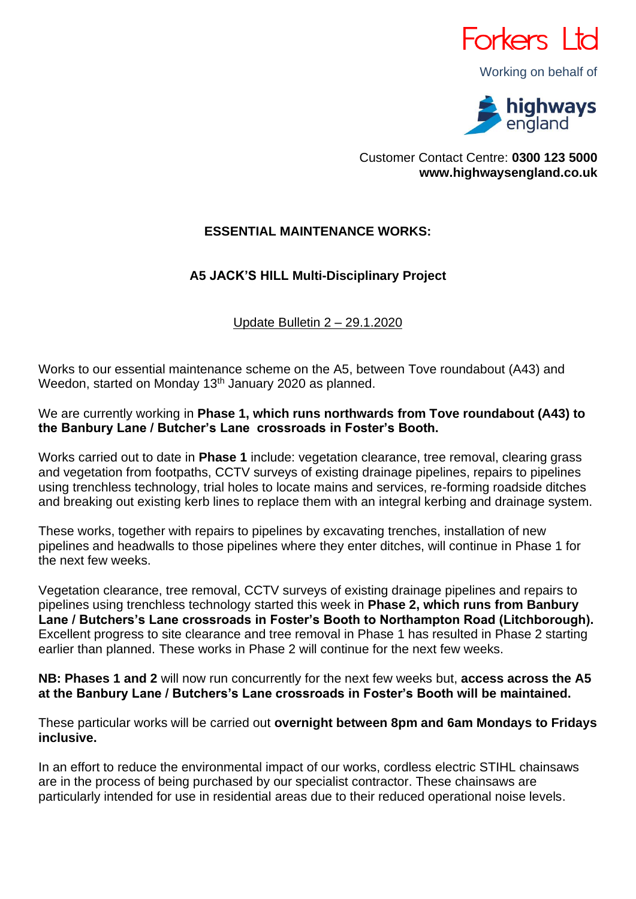Forkers Ltd

Working on behalf of

highways england

Customer Contact Centre: **0300 123 5000**
**www.highwaysengland.co.uk**

## ESSENTIAL MAINTENANCE WORKS:

### A5 JACK'S HILL Multi-Disciplinary Project

Update Bulletin 2 – 29.1.2020

Works to our essential maintenance scheme on the A5, between Tove roundabout (A43) and Weedon, started on Monday 13th January 2020 as planned.

We are currently working in **Phase 1, which runs northwards from Tove roundabout (A43) to the Banbury Lane / Butcher's Lane crossroads in Foster's Booth.**

Works carried out to date in **Phase 1** include: vegetation clearance, tree removal, clearing grass and vegetation from footpaths, CCTV surveys of existing drainage pipelines, repairs to pipelines using trenchless technology, trial holes to locate mains and services, re-forming roadside ditches and breaking out existing kerb lines to replace them with an integral kerbing and drainage system.

These works, together with repairs to pipelines by excavating trenches, installation of new pipelines and headwalls to those pipelines where they enter ditches, will continue in Phase 1 for the next few weeks.

Vegetation clearance, tree removal, CCTV surveys of existing drainage pipelines and repairs to pipelines using trenchless technology started this week in **Phase 2, which runs from Banbury Lane / Butchers's Lane crossroads in Foster's Booth to Northampton Road (Litchborough).** Excellent progress to site clearance and tree removal in Phase 1 has resulted in Phase 2 starting earlier than planned. These works in Phase 2 will continue for the next few weeks.

**NB: Phases 1 and 2** will now run concurrently for the next few weeks but, **access across the A5 at the Banbury Lane / Butchers's Lane crossroads in Foster's Booth will be maintained.**

These particular works will be carried out **overnight between 8pm and 6am Mondays to Fridays inclusive.**

In an effort to reduce the environmental impact of our works, cordless electric STIHL chainsaws are in the process of being purchased by our specialist contractor. These chainsaws are particularly intended for use in residential areas due to their reduced operational noise levels.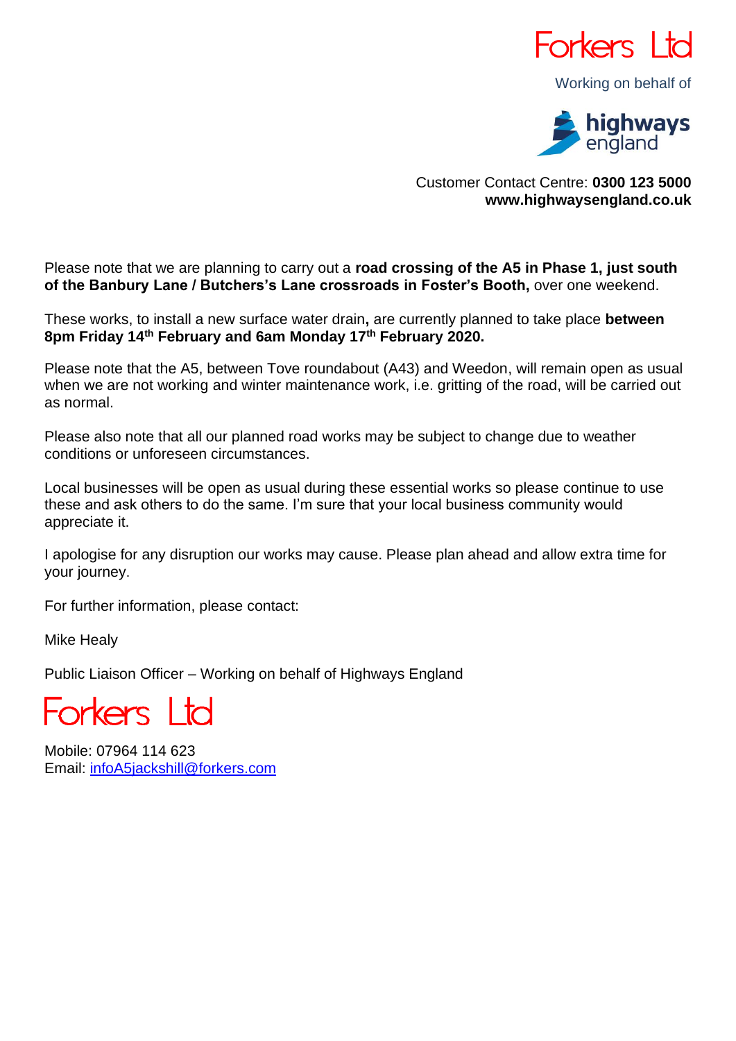Forkers Ltd

Working on behalf of

highways england

Customer Contact Centre: **0300 123 5000**
**www.highwaysengland.co.uk**

Please note that we are planning to carry out a **road crossing of the A5 in Phase 1, just south of the Banbury Lane / Butchers's Lane crossroads in Foster's Booth,** over one weekend.

These works, to install a new surface water drain**,** are currently planned to take place **between 8pm Friday 14th February and 6am Monday 17th February 2020.**

Please note that the A5, between Tove roundabout (A43) and Weedon, will remain open as usual when we are not working and winter maintenance work, i.e. gritting of the road, will be carried out as normal.

Please also note that all our planned road works may be subject to change due to weather conditions or unforeseen circumstances.

Local businesses will be open as usual during these essential works so please continue to use these and ask others to do the same. I'm sure that your local business community would appreciate it.

I apologise for any disruption our works may cause. Please plan ahead and allow extra time for your journey.

For further information, please contact:

Mike Healy

Public Liaison Officer – Working on behalf of Highways England

Forkers Ltd

Mobile: 07964 114 623
Email: infoA5jackshill@forkers.com